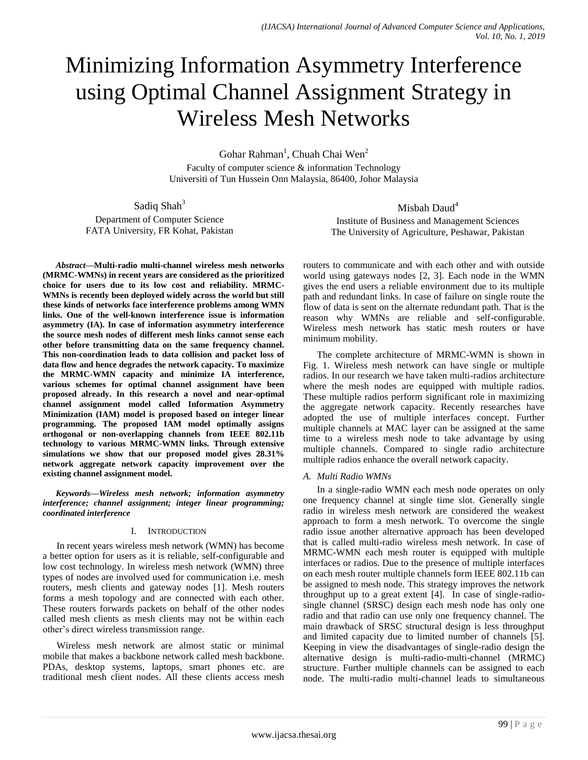# Minimizing Information Asymmetry Interference using Optimal Channel Assignment Strategy in Wireless Mesh Networks

Gohar Rahman[1], Chuah Chai Wen[2]
Faculty of computer science & information Technology
Universiti of Tun Hussein Onn Malaysia, 86400, Johor Malaysia

Sadiq Shah[3]
Department of Computer Science
FATA University, FR Kohat, Pakistan

Misbah Daud[4]
Institute of Business and Management Sciences
The University of Agriculture, Peshawar, Pakistan

***Abstract*—Multi-radio multi-channel wireless mesh networks (MRMC-WMNs) in recent years are considered as the prioritized choice for users due to its low cost and reliability. MRMC-WMNs is recently been deployed widely across the world but still these kinds of networks face interference problems among WMN links. One of the well-known interference issue is information asymmetry (IA). In case of information asymmetry interference the source mesh nodes of different mesh links cannot sense each other before transmitting data on the same frequency channel. This non-coordination leads to data collision and packet loss of data flow and hence degrades the network capacity. To maximize the MRMC-WMN capacity and minimize IA interference, various schemes for optimal channel assignment have been proposed already. In this research a novel and near-optimal channel assignment model called Information Asymmetry Minimization (IAM) model is proposed based on integer linear programming. The proposed IAM model optimally assigns orthogonal or non-overlapping channels from IEEE 802.11b technology to various MRMC-WMN links. Through extensive simulations we show that our proposed model gives 28.31% network aggregate network capacity improvement over the existing channel assignment model.**

***Keywords*—*Wireless mesh network; information asymmetry interference; channel assignment; integer linear programming; coordinated interference***

## I. Introduction

In recent years wireless mesh network (WMN) has become a better option for users as it is reliable, self-configurable and low cost technology. In wireless mesh network (WMN) three types of nodes are involved used for communication i.e. mesh routers, mesh clients and gateway nodes [1]. Mesh routers forms a mesh topology and are connected with each other. These routers forwards packets on behalf of the other nodes called mesh clients as mesh clients may not be within each other's direct wireless transmission range.

Wireless mesh network are almost static or minimal mobile that makes a backbone network called mesh backbone. PDAs, desktop systems, laptops, smart phones etc. are traditional mesh client nodes. All these clients access mesh routers to communicate and with each other and with outside world using gateways nodes [2, 3]. Each node in the WMN gives the end users a reliable environment due to its multiple path and redundant links. In case of failure on single route the flow of data is sent on the alternate redundant path. That is the reason why WMNs are reliable and self-configurable. Wireless mesh network has static mesh routers or have minimum mobility.

The complete architecture of MRMC-WMN is shown in Fig. 1. Wireless mesh network can have single or multiple radios. In our research we have taken multi-radios architecture where the mesh nodes are equipped with multiple radios. These multiple radios perform significant role in maximizing the aggregate network capacity. Recently researches have adopted the use of multiple interfaces concept. Further multiple channels at MAC layer can be assigned at the same time to a wireless mesh node to take advantage by using multiple channels. Compared to single radio architecture multiple radios enhance the overall network capacity.

### *A. Multi Radio WMNs*

In a single-radio WMN each mesh node operates on only one frequency channel at single time slot. Generally single radio in wireless mesh network are considered the weakest approach to form a mesh network. To overcome the single radio issue another alternative approach has been developed that is called multi-radio wireless mesh network. In case of MRMC-WMN each mesh router is equipped with multiple interfaces or radios. Due to the presence of multiple interfaces on each mesh router multiple channels form IEEE 802.11b can be assigned to mesh node. This strategy improves the network throughput up to a great extent [4]. In case of single-radio-single channel (SRSC) design each mesh node has only one radio and that radio can use only one frequency channel. The main drawback of SRSC structural design is less throughput and limited capacity due to limited number of channels [5]. Keeping in view the disadvantages of single-radio design the alternative design is multi-radio-multi-channel (MRMC) structure. Further multiple channels can be assigned to each node. The multi-radio multi-channel leads to simultaneous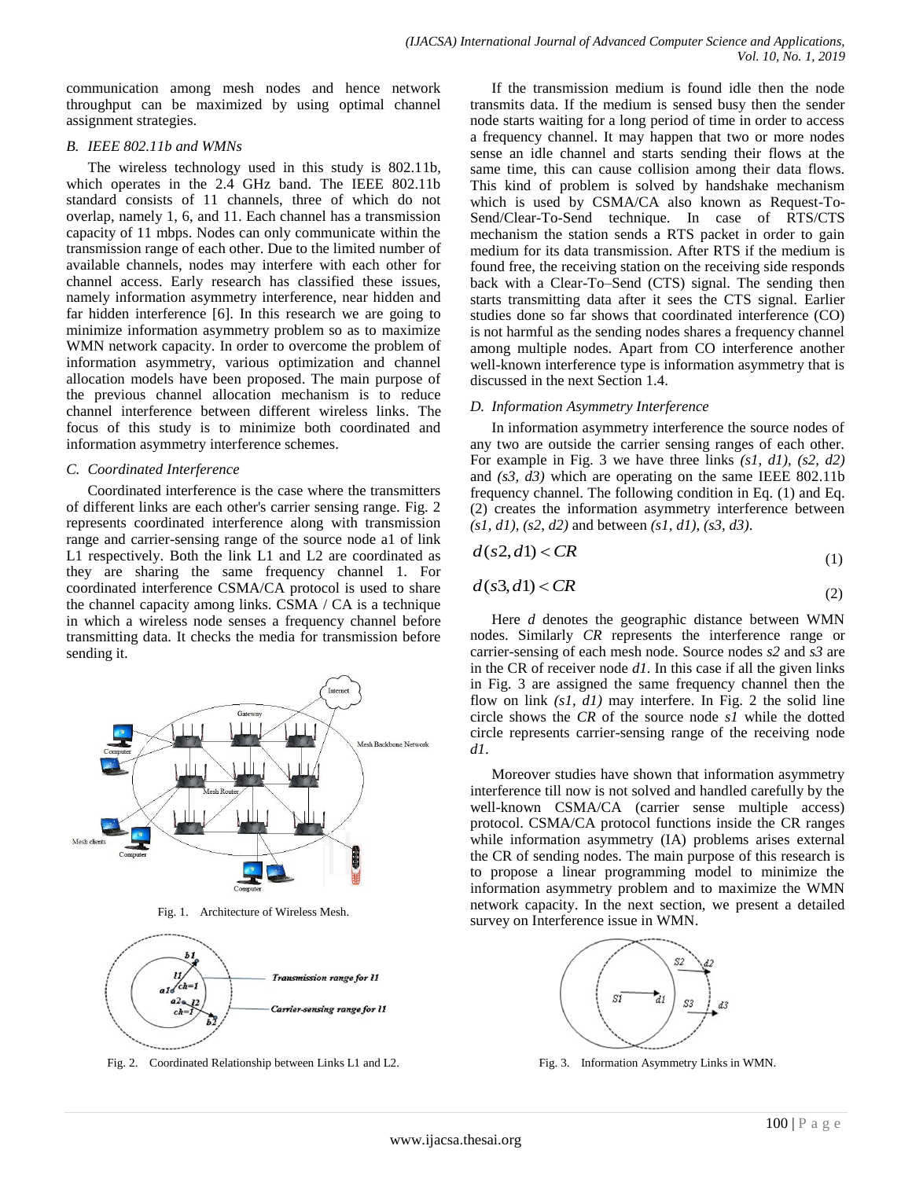communication among mesh nodes and hence network throughput can be maximized by using optimal channel assignment strategies.

### B. IEEE 802.11b and WMNs

The wireless technology used in this study is 802.11b, which operates in the 2.4 GHz band. The IEEE 802.11b standard consists of 11 channels, three of which do not overlap, namely 1, 6, and 11. Each channel has a transmission capacity of 11 mbps. Nodes can only communicate within the transmission range of each other. Due to the limited number of available channels, nodes may interfere with each other for channel access. Early research has classified these issues, namely information asymmetry interference, near hidden and far hidden interference [6]. In this research we are going to minimize information asymmetry problem so as to maximize WMN network capacity. In order to overcome the problem of information asymmetry, various optimization and channel allocation models have been proposed. The main purpose of the previous channel allocation mechanism is to reduce channel interference between different wireless links. The focus of this study is to minimize both coordinated and information asymmetry interference schemes.

### C. Coordinated Interference

Coordinated interference is the case where the transmitters of different links are each other's carrier sensing range. Fig. 2 represents coordinated interference along with transmission range and carrier-sensing range of the source node a1 of link L1 respectively. Both the link L1 and L2 are coordinated as they are sharing the same frequency channel 1. For coordinated interference CSMA/CA protocol is used to share the channel capacity among links. CSMA / CA is a technique in which a wireless node senses a frequency channel before transmitting data. It checks the media for transmission before sending it.

Fig. 1. Architecture of Wireless Mesh.

Fig. 2. Coordinated Relationship between Links L1 and L2.

If the transmission medium is found idle then the node transmits data. If the medium is sensed busy then the sender node starts waiting for a long period of time in order to access a frequency channel. It may happen that two or more nodes sense an idle channel and starts sending their flows at the same time, this can cause collision among their data flows. This kind of problem is solved by handshake mechanism which is used by CSMA/CA also known as Request-To-Send/Clear-To-Send technique. In case of RTS/CTS mechanism the station sends a RTS packet in order to gain medium for its data transmission. After RTS if the medium is found free, the receiving station on the receiving side responds back with a Clear-To–Send (CTS) signal. The sending then starts transmitting data after it sees the CTS signal. Earlier studies done so far shows that coordinated interference (CO) is not harmful as the sending nodes shares a frequency channel among multiple nodes. Apart from CO interference another well-known interference type is information asymmetry that is discussed in the next Section 1.4.

### D. Information Asymmetry Interference

In information asymmetry interference the source nodes of any two are outside the carrier sensing ranges of each other. For example in Fig. 3 we have three links *(s1, d1)*, *(s2, d2)* and *(s3, d3)* which are operating on the same IEEE 802.11b frequency channel. The following condition in Eq. (1) and Eq. (2) creates the information asymmetry interference between *(s1, d1)*, *(s2, d2)* and between *(s1, d1)*, *(s3, d3)*.

$$d(s2, d1) < CR \tag{1}$$

$$d(s3, d1) < CR \tag{2}$$

Here *d* denotes the geographic distance between WMN nodes. Similarly *CR* represents the interference range or carrier-sensing of each mesh node. Source nodes *s2* and *s3* are in the CR of receiver node *d1*. In this case if all the given links in Fig. 3 are assigned the same frequency channel then the flow on link *(s1, d1)* may interfere. In Fig. 2 the solid line circle shows the *CR* of the source node *s1* while the dotted circle represents carrier-sensing range of the receiving node *d1*.

Moreover studies have shown that information asymmetry interference till now is not solved and handled carefully by the well-known CSMA/CA (carrier sense multiple access) protocol. CSMA/CA protocol functions inside the CR ranges while information asymmetry (IA) problems arises external the CR of sending nodes. The main purpose of this research is to propose a linear programming model to minimize the information asymmetry problem and to maximize the WMN network capacity. In the next section, we present a detailed survey on Interference issue in WMN.

Fig. 3. Information Asymmetry Links in WMN.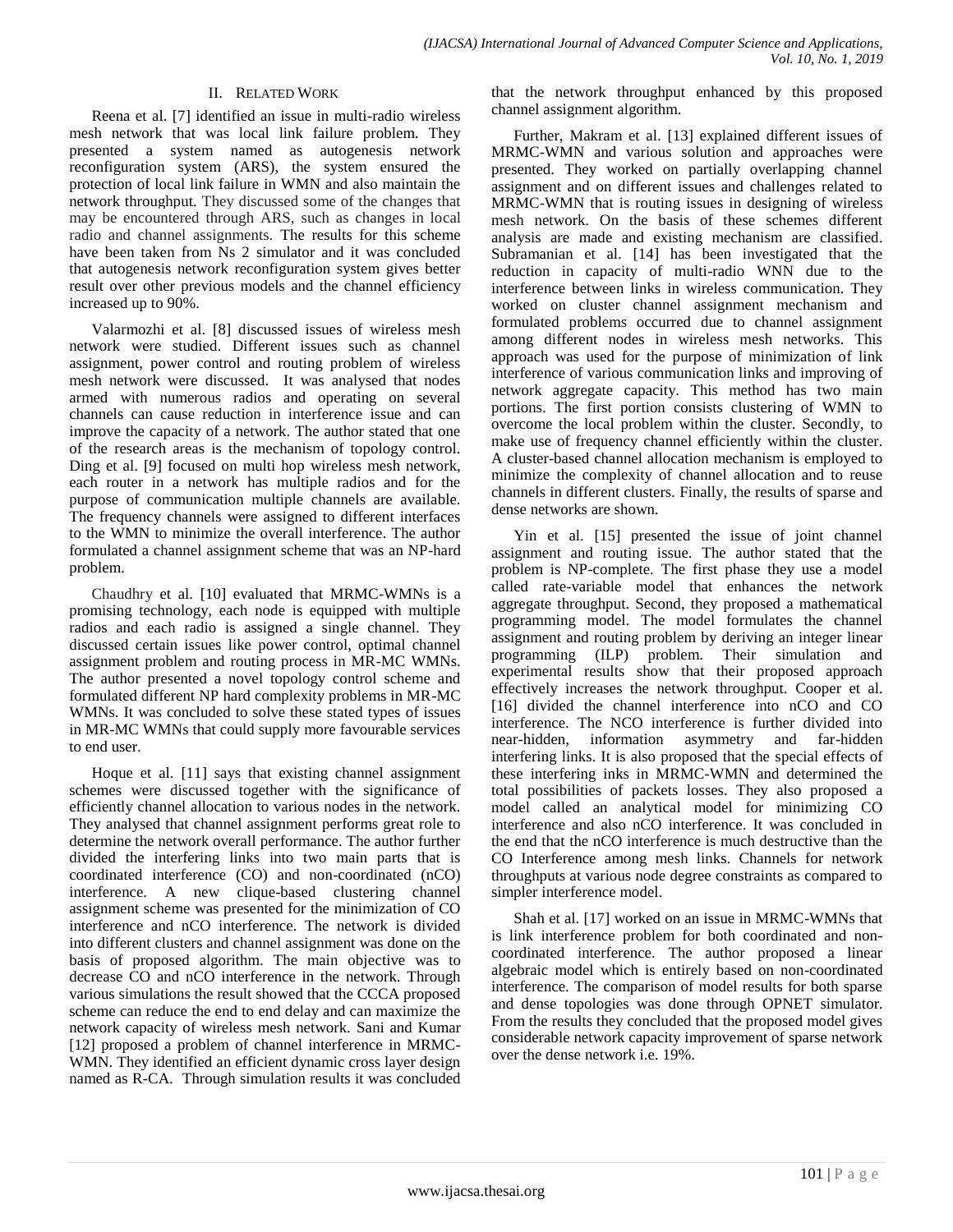## II. Related Work

Reena et al. [7] identified an issue in multi-radio wireless mesh network that was local link failure problem. They presented a system named as autogenesis network reconfiguration system (ARS), the system ensured the protection of local link failure in WMN and also maintain the network throughput. They discussed some of the changes that may be encountered through ARS, such as changes in local radio and channel assignments. The results for this scheme have been taken from Ns 2 simulator and it was concluded that autogenesis network reconfiguration system gives better result over other previous models and the channel efficiency increased up to 90%.

Valarmozhi et al. [8] discussed issues of wireless mesh network were studied. Different issues such as channel assignment, power control and routing problem of wireless mesh network were discussed. It was analysed that nodes armed with numerous radios and operating on several channels can cause reduction in interference issue and can improve the capacity of a network. The author stated that one of the research areas is the mechanism of topology control. Ding et al. [9] focused on multi hop wireless mesh network, each router in a network has multiple radios and for the purpose of communication multiple channels are available. The frequency channels were assigned to different interfaces to the WMN to minimize the overall interference. The author formulated a channel assignment scheme that was an NP-hard problem.

Chaudhry et al. [10] evaluated that MRMC-WMNs is a promising technology, each node is equipped with multiple radios and each radio is assigned a single channel. They discussed certain issues like power control, optimal channel assignment problem and routing process in MR-MC WMNs. The author presented a novel topology control scheme and formulated different NP hard complexity problems in MR-MC WMNs. It was concluded to solve these stated types of issues in MR-MC WMNs that could supply more favourable services to end user.

Hoque et al. [11] says that existing channel assignment schemes were discussed together with the significance of efficiently channel allocation to various nodes in the network. They analysed that channel assignment performs great role to determine the network overall performance. The author further divided the interfering links into two main parts that is coordinated interference (CO) and non-coordinated (nCO) interference. A new clique-based clustering channel assignment scheme was presented for the minimization of CO interference and nCO interference. The network is divided into different clusters and channel assignment was done on the basis of proposed algorithm. The main objective was to decrease CO and nCO interference in the network. Through various simulations the result showed that the CCCA proposed scheme can reduce the end to end delay and can maximize the network capacity of wireless mesh network. Sani and Kumar [12] proposed a problem of channel interference in MRMC-WMN. They identified an efficient dynamic cross layer design named as R-CA. Through simulation results it was concluded that the network throughput enhanced by this proposed channel assignment algorithm.

Further, Makram et al. [13] explained different issues of MRMC-WMN and various solution and approaches were presented. They worked on partially overlapping channel assignment and on different issues and challenges related to MRMC-WMN that is routing issues in designing of wireless mesh network. On the basis of these schemes different analysis are made and existing mechanism are classified. Subramanian et al. [14] has been investigated that the reduction in capacity of multi-radio WNN due to the interference between links in wireless communication. They worked on cluster channel assignment mechanism and formulated problems occurred due to channel assignment among different nodes in wireless mesh networks. This approach was used for the purpose of minimization of link interference of various communication links and improving of network aggregate capacity. This method has two main portions. The first portion consists clustering of WMN to overcome the local problem within the cluster. Secondly, to make use of frequency channel efficiently within the cluster. A cluster-based channel allocation mechanism is employed to minimize the complexity of channel allocation and to reuse channels in different clusters. Finally, the results of sparse and dense networks are shown.

Yin et al. [15] presented the issue of joint channel assignment and routing issue. The author stated that the problem is NP-complete. The first phase they use a model called rate-variable model that enhances the network aggregate throughput. Second, they proposed a mathematical programming model. The model formulates the channel assignment and routing problem by deriving an integer linear programming (ILP) problem. Their simulation and experimental results show that their proposed approach effectively increases the network throughput. Cooper et al. [16] divided the channel interference into nCO and CO interference. The NCO interference is further divided into near-hidden, information asymmetry and far-hidden interfering links. It is also proposed that the special effects of these interfering inks in MRMC-WMN and determined the total possibilities of packets losses. They also proposed a model called an analytical model for minimizing CO interference and also nCO interference. It was concluded in the end that the nCO interference is much destructive than the CO Interference among mesh links. Channels for network throughputs at various node degree constraints as compared to simpler interference model.

Shah et al. [17] worked on an issue in MRMC-WMNs that is link interference problem for both coordinated and non-coordinated interference. The author proposed a linear algebraic model which is entirely based on non-coordinated interference. The comparison of model results for both sparse and dense topologies was done through OPNET simulator. From the results they concluded that the proposed model gives considerable network capacity improvement of sparse network over the dense network i.e. 19%.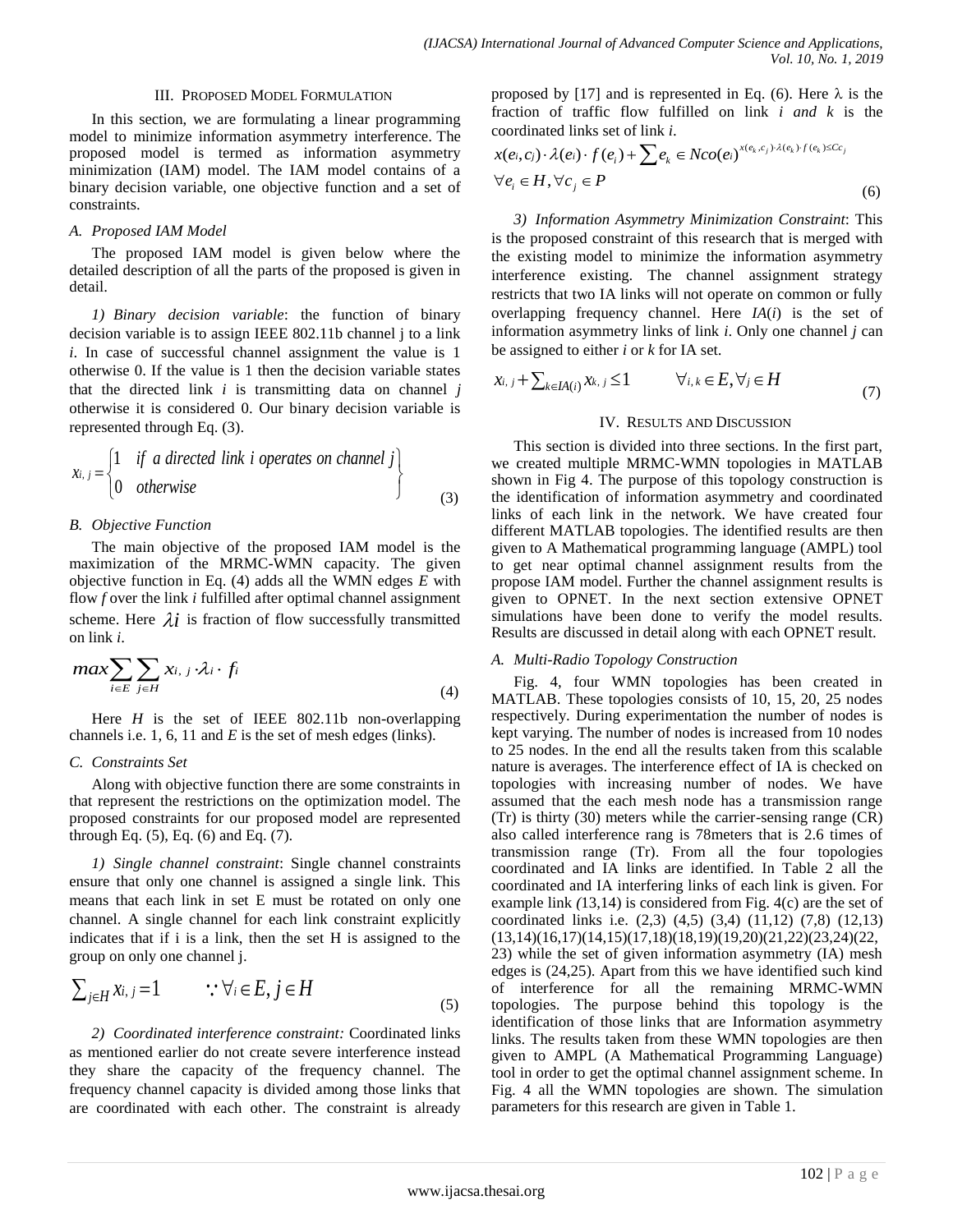## III. Proposed Model Formulation

In this section, we are formulating a linear programming model to minimize information asymmetry interference. The proposed model is termed as information asymmetry minimization (IAM) model. The IAM model contains of a binary decision variable, one objective function and a set of constraints.

### A. Proposed IAM Model

The proposed IAM model is given below where the detailed description of all the parts of the proposed is given in detail.

*1) Binary decision variable*: the function of binary decision variable is to assign IEEE 802.11b channel j to a link *i*. In case of successful channel assignment the value is 1 otherwise 0. If the value is 1 then the decision variable states that the directed link *i* is transmitting data on channel *j* otherwise it is considered 0. Our binary decision variable is represented through Eq. (3).

$$x_{i,j} = \begin{cases} 1 & \text{if a directed link } i \text{ operates on channel } j \\ 0 & \text{otherwise} \end{cases} \tag{3}$$

### B. Objective Function

The main objective of the proposed IAM model is the maximization of the MRMC-WMN capacity. The given objective function in Eq. (4) adds all the WMN edges *E* with flow *f* over the link *i* fulfilled after optimal channel assignment scheme. Here $\lambda i$ is fraction of flow successfully transmitted on link *i*.

$$max \sum_{i \in E} \sum_{j \in H} x_{i,j} \cdot \lambda_i \cdot f_i \tag{4}$$

Here *H* is the set of IEEE 802.11b non-overlapping channels i.e. 1, 6, 11 and *E* is the set of mesh edges (links).

### C. Constraints Set

Along with objective function there are some constraints in that represent the restrictions on the optimization model. The proposed constraints for our proposed model are represented through Eq. (5), Eq. (6) and Eq. (7).

*1) Single channel constraint*: Single channel constraints ensure that only one channel is assigned a single link. This means that each link in set E must be rotated on only one channel. A single channel for each link constraint explicitly indicates that if i is a link, then the set H is assigned to the group on only one channel j.

$$\sum_{j \in H} x_{i,j} = 1 \qquad \because \forall i \in E, j \in H \tag{5}$$

*2) Coordinated interference constraint:* Coordinated links as mentioned earlier do not create severe interference instead they share the capacity of the frequency channel. The frequency channel capacity is divided among those links that are coordinated with each other. The constraint is already proposed by [17] and is represented in Eq. (6). Here $\lambda$ is the fraction of traffic flow fulfilled on link *i and k* is the coordinated links set of link *i*.

$$x(e_i, c_j) \cdot \lambda(e_i) \cdot f(e_i) + \sum e_k \in Nco(e_i)^{x(e_k, c_j) \cdot \lambda(e_k) \cdot f(e_k) \leq Cc_j}$$
$$\forall e_i \in H, \forall c_j \in P \tag{6}$$

*3) Information Asymmetry Minimization Constraint*: This is the proposed constraint of this research that is merged with the existing model to minimize the information asymmetry interference existing. The channel assignment strategy restricts that two IA links will not operate on common or fully overlapping frequency channel. Here *IA*(*i*) is the set of information asymmetry links of link *i*. Only one channel *j* can be assigned to either *i* or *k* for IA set.

$$x_{i,j} + \sum_{k \in IA(i)} x_{k,j} \leq 1 \qquad \forall i, k \in E, \forall j \in H \tag{7}$$

## IV. Results and Discussion

This section is divided into three sections. In the first part, we created multiple MRMC-WMN topologies in MATLAB shown in Fig 4. The purpose of this topology construction is the identification of information asymmetry and coordinated links of each link in the network. We have created four different MATLAB topologies. The identified results are then given to A Mathematical programming language (AMPL) tool to get near optimal channel assignment results from the propose IAM model. Further the channel assignment results is given to OPNET. In the next section extensive OPNET simulations have been done to verify the model results. Results are discussed in detail along with each OPNET result.

### A. Multi-Radio Topology Construction

Fig. 4, four WMN topologies has been created in MATLAB. These topologies consists of 10, 15, 20, 25 nodes respectively. During experimentation the number of nodes is kept varying. The number of nodes is increased from 10 nodes to 25 nodes. In the end all the results taken from this scalable nature is averages. The interference effect of IA is checked on topologies with increasing number of nodes. We have assumed that the each mesh node has a transmission range (Tr) is thirty (30) meters while the carrier-sensing range (CR) also called interference rang is 78meters that is 2.6 times of transmission range (Tr). From all the four topologies coordinated and IA links are identified. In Table 2 all the coordinated and IA interfering links of each link is given. For example link *(*13,14) is considered from Fig. 4(c) are the set of coordinated links i.e. (2,3) (4,5) (3,4) (11,12) (7,8) (12,13) (13,14)(16,17)(14,15)(17,18)(18,19)(19,20)(21,22)(23,24)(22, 23) while the set of given information asymmetry (IA) mesh edges is (24,25). Apart from this we have identified such kind of interference for all the remaining MRMC-WMN topologies. The purpose behind this topology is the identification of those links that are Information asymmetry links. The results taken from these WMN topologies are then given to AMPL (A Mathematical Programming Language) tool in order to get the optimal channel assignment scheme. In Fig. 4 all the WMN topologies are shown. The simulation parameters for this research are given in Table 1.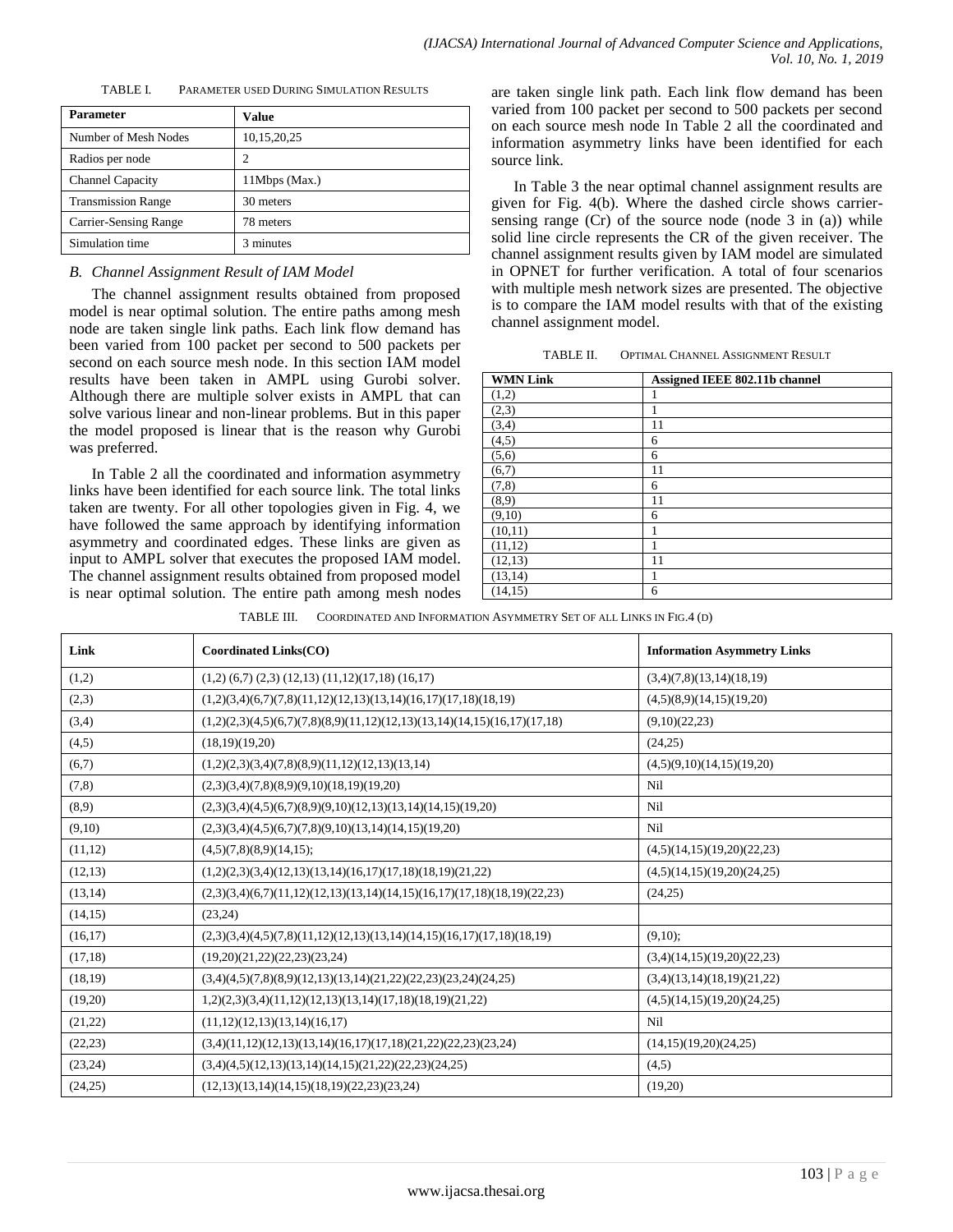TABLE I. PARAMETER USED DURING SIMULATION RESULTS

| Parameter | Value |
| --- | --- |
| Number of Mesh Nodes | 10,15,20,25 |
| Radios per node | 2 |
| Channel Capacity | 11Mbps (Max.) |
| Transmission Range | 30 meters |
| Carrier-Sensing Range | 78 meters |
| Simulation time | 3 minutes |

### *B. Channel Assignment Result of IAM Model*

The channel assignment results obtained from proposed model is near optimal solution. The entire paths among mesh node are taken single link paths. Each link flow demand has been varied from 100 packet per second to 500 packets per second on each source mesh node. In this section IAM model results have been taken in AMPL using Gurobi solver. Although there are multiple solver exists in AMPL that can solve various linear and non-linear problems. But in this paper the model proposed is linear that is the reason why Gurobi was preferred.

In Table 2 all the coordinated and information asymmetry links have been identified for each source link. The total links taken are twenty. For all other topologies given in Fig. 4, we have followed the same approach by identifying information asymmetry and coordinated edges. These links are given as input to AMPL solver that executes the proposed IAM model. The channel assignment results obtained from proposed model is near optimal solution. The entire path among mesh nodes are taken single link path. Each link flow demand has been varied from 100 packet per second to 500 packets per second on each source mesh node In Table 2 all the coordinated and information asymmetry links have been identified for each source link.

In Table 3 the near optimal channel assignment results are given for Fig. 4(b). Where the dashed circle shows carrier-sensing range (Cr) of the source node (node 3 in (a)) while solid line circle represents the CR of the given receiver. The channel assignment results given by IAM model are simulated in OPNET for further verification. A total of four scenarios with multiple mesh network sizes are presented. The objective is to compare the IAM model results with that of the existing channel assignment model.

TABLE II. OPTIMAL CHANNEL ASSIGNMENT RESULT

| WMN Link | Assigned IEEE 802.11b channel |
| --- | --- |
| (1,2) | 1 |
| (2,3) | 1 |
| (3,4) | 11 |
| (4,5) | 6 |
| (5,6) | 6 |
| (6,7) | 11 |
| (7,8) | 6 |
| (8,9) | 11 |
| (9,10) | 6 |
| (10,11) | 1 |
| (11,12) | 1 |
| (12,13) | 11 |
| (13,14) | 1 |
| (14,15) | 6 |

TABLE III. COORDINATED AND INFORMATION ASYMMETRY SET OF ALL LINKS IN FIG.4 (D)

| Link | Coordinated Links(CO) | Information Asymmetry Links |
| --- | --- | --- |
| (1,2) | (1,2) (6,7) (2,3) (12,13) (11,12)(17,18) (16,17) | (3,4)(7,8)(13,14)(18,19) |
| (2,3) | (1,2)(3,4)(6,7)(7,8)(11,12)(12,13)(13,14)(16,17)(17,18)(18,19) | (4,5)(8,9)(14,15)(19,20) |
| (3,4) | (1,2)(2,3)(4,5)(6,7)(7,8)(8,9)(11,12)(12,13)(13,14)(14,15)(16,17)(17,18) | (9,10)(22,23) |
| (4,5) | (18,19)(19,20) | (24,25) |
| (6,7) | (1,2)(2,3)(3,4)(7,8)(8,9)(11,12)(12,13)(13,14) | (4,5)(9,10)(14,15)(19,20) |
| (7,8) | (2,3)(3,4)(7,8)(8,9)(9,10)(18,19)(19,20) | Nil |
| (8,9) | (2,3)(3,4)(4,5)(6,7)(8,9)(9,10)(12,13)(13,14)(14,15)(19,20) | Nil |
| (9,10) | (2,3)(3,4)(4,5)(6,7)(7,8)(9,10)(13,14)(14,15)(19,20) | Nil |
| (11,12) | (4,5)(7,8)(8,9)(14,15); | (4,5)(14,15)(19,20)(22,23) |
| (12,13) | (1,2)(2,3)(3,4)(12,13)(13,14)(16,17)(17,18)(18,19)(21,22) | (4,5)(14,15)(19,20)(24,25) |
| (13,14) | (2,3)(3,4)(6,7)(11,12)(12,13)(13,14)(14,15)(16,17)(17,18)(18,19)(22,23) | (24,25) |
| (14,15) | (23,24) | |
| (16,17) | (2,3)(3,4)(4,5)(7,8)(11,12)(12,13)(13,14)(14,15)(16,17)(17,18)(18,19) | (9,10); |
| (17,18) | (19,20)(21,22)(22,23)(23,24) | (3,4)(14,15)(19,20)(22,23) |
| (18,19) | (3,4)(4,5)(7,8)(8,9)(12,13)(13,14)(21,22)(22,23)(23,24)(24,25) | (3,4)(13,14)(18,19)(21,22) |
| (19,20) | 1,2)(2,3)(3,4)(11,12)(12,13)(13,14)(17,18)(18,19)(21,22) | (4,5)(14,15)(19,20)(24,25) |
| (21,22) | (11,12)(12,13)(13,14)(16,17) | Nil |
| (22,23) | (3,4)(11,12)(12,13)(13,14)(16,17)(17,18)(21,22)(22,23)(23,24) | (14,15)(19,20)(24,25) |
| (23,24) | (3,4)(4,5)(12,13)(13,14)(14,15)(21,22)(22,23)(24,25) | (4,5) |
| (24,25) | (12,13)(13,14)(14,15)(18,19)(22,23)(23,24) | (19,20) |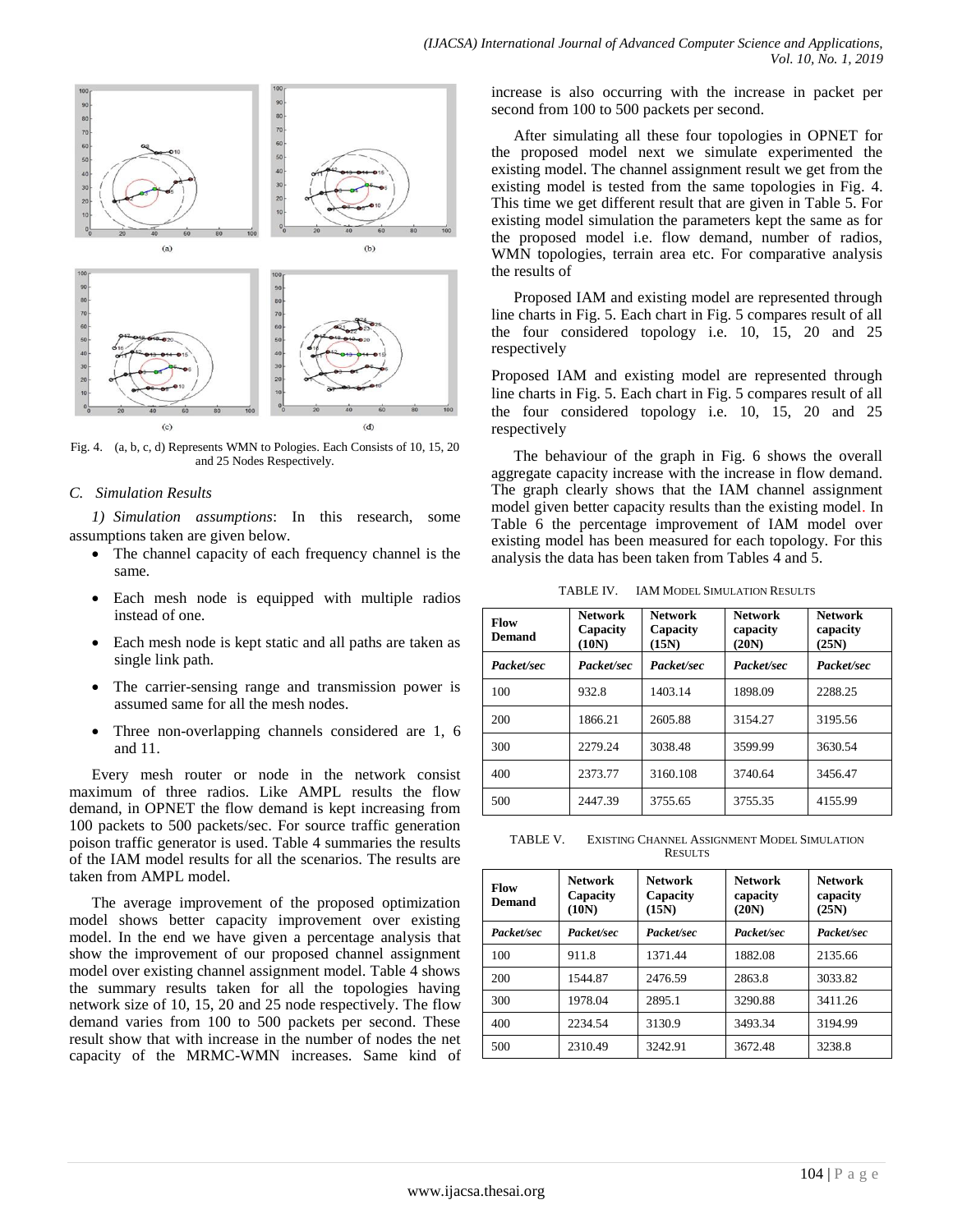Fig. 4. (a, b, c, d) Represents WMN to Pologies. Each Consists of 10, 15, 20 and 25 Nodes Respectively.

### C. Simulation Results

*1) Simulation assumptions*: In this research, some assumptions taken are given below.

- The channel capacity of each frequency channel is the same.
- Each mesh node is equipped with multiple radios instead of one.
- Each mesh node is kept static and all paths are taken as single link path.
- The carrier-sensing range and transmission power is assumed same for all the mesh nodes.
- Three non-overlapping channels considered are 1, 6 and 11.

Every mesh router or node in the network consist maximum of three radios. Like AMPL results the flow demand, in OPNET the flow demand is kept increasing from 100 packets to 500 packets/sec. For source traffic generation poison traffic generator is used. Table 4 summaries the results of the IAM model results for all the scenarios. The results are taken from AMPL model.

The average improvement of the proposed optimization model shows better capacity improvement over existing model. In the end we have given a percentage analysis that show the improvement of our proposed channel assignment model over existing channel assignment model. Table 4 shows the summary results taken for all the topologies having network size of 10, 15, 20 and 25 node respectively. The flow demand varies from 100 to 500 packets per second. These result show that with increase in the number of nodes the net capacity of the MRMC-WMN increases. Same kind of increase is also occurring with the increase in packet per second from 100 to 500 packets per second.

After simulating all these four topologies in OPNET for the proposed model next we simulate experimented the existing model. The channel assignment result we get from the existing model is tested from the same topologies in Fig. 4. This time we get different result that are given in Table 5. For existing model simulation the parameters kept the same as for the proposed model i.e. flow demand, number of radios, WMN topologies, terrain area etc. For comparative analysis the results of

Proposed IAM and existing model are represented through line charts in Fig. 5. Each chart in Fig. 5 compares result of all the four considered topology i.e. 10, 15, 20 and 25 respectively

Proposed IAM and existing model are represented through line charts in Fig. 5. Each chart in Fig. 5 compares result of all the four considered topology i.e. 10, 15, 20 and 25 respectively

The behaviour of the graph in Fig. 6 shows the overall aggregate capacity increase with the increase in flow demand. The graph clearly shows that the IAM channel assignment model given better capacity results than the existing model. In Table 6 the percentage improvement of IAM model over existing model has been measured for each topology. For this analysis the data has been taken from Tables 4 and 5.

TABLE IV. IAM Model Simulation Results

| **Flow Demand** | **Network Capacity (10N)** | **Network Capacity (15N)** | **Network capacity (20N)** | **Network capacity (25N)** |
|---|---|---|---|---|
| ***Packet/sec*** | ***Packet/sec*** | ***Packet/sec*** | ***Packet/sec*** | ***Packet/sec*** |
| 100 | 932.8 | 1403.14 | 1898.09 | 2288.25 |
| 200 | 1866.21 | 2605.88 | 3154.27 | 3195.56 |
| 300 | 2279.24 | 3038.48 | 3599.99 | 3630.54 |
| 400 | 2373.77 | 3160.108 | 3740.64 | 3456.47 |
| 500 | 2447.39 | 3755.65 | 3755.35 | 4155.99 |

TABLE V. Existing Channel Assignment Model Simulation Results

| **Flow Demand** | **Network Capacity (10N)** | **Network Capacity (15N)** | **Network capacity (20N)** | **Network capacity (25N)** |
|---|---|---|---|---|
| ***Packet/sec*** | ***Packet/sec*** | ***Packet/sec*** | ***Packet/sec*** | ***Packet/sec*** |
| 100 | 911.8 | 1371.44 | 1882.08 | 2135.66 |
| 200 | 1544.87 | 2476.59 | 2863.8 | 3033.82 |
| 300 | 1978.04 | 2895.1 | 3290.88 | 3411.26 |
| 400 | 2234.54 | 3130.9 | 3493.34 | 3194.99 |
| 500 | 2310.49 | 3242.91 | 3672.48 | 3238.8 |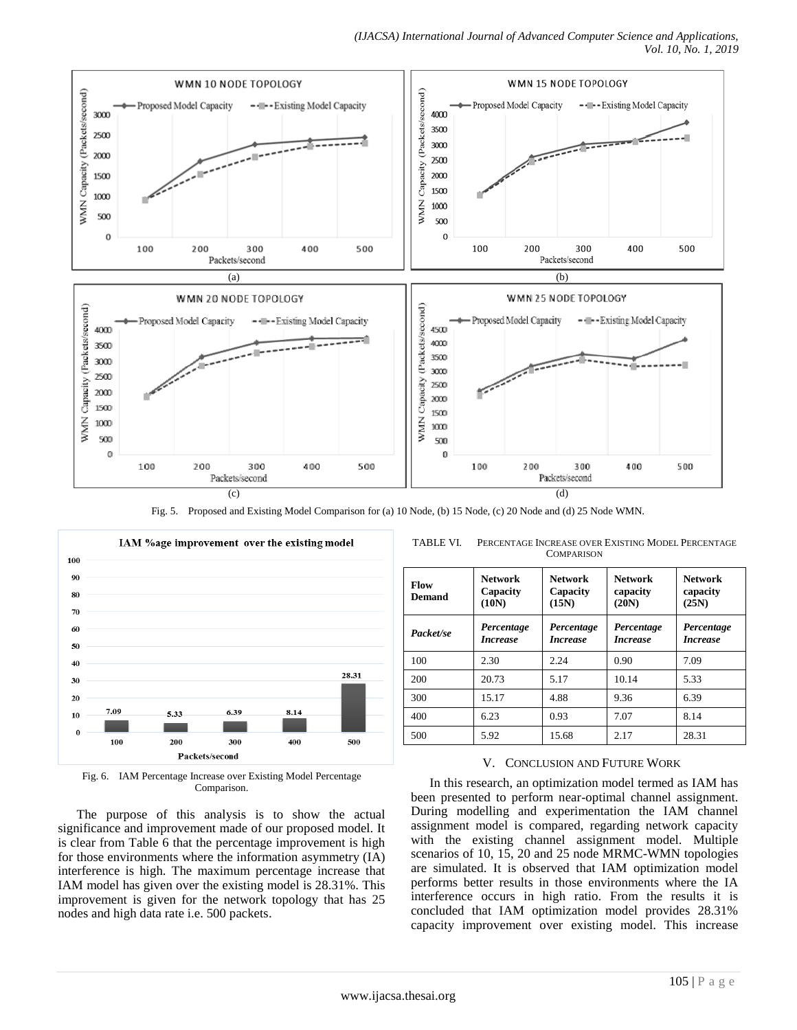WMN 10 NODE TOPOLOGY

Proposed Model Capacity
Existing Model Capacity

WMN Capacity (Packets/second)

3000
2500
2000
1500
1000
500
0

100 200 300 400 500

Packets/second

(a)

WMN 15 NODE TOPOLOGY

Proposed Model Capacity
Existing Model Capacity

WMN Capacity (Packets/second)

4000
3500
3000
2500
2000
1500
1000
500
0

100 200 300 400 500

Packets/second

(b)

WMN 20 NODE TOPOLOGY

Proposed Model Capacity
Existing Model Capacity

WMN Capacity (Packets/second)

4000
3500
3000
2500
2000
1500
1000
500
0

100 200 300 400 500

Packets/second

(c)

WMN 25 NODE TOPOLOGY

Proposed Model Capacity
Existing Model Capacity

WMN Capacity (Packets/second)

4500
4000
3500
3000
2500
2000
1500
1000
500
0

100 200 300 400 500

Packets/second

(d)

Fig. 5. Proposed and Existing Model Comparison for (a) 10 Node, (b) 15 Node, (c) 20 Node and (d) 25 Node WMN.

IAM %age improvement over the existing model

100
90
80
70
60
50
40
30
20
10
0

7.09 5.33 6.39 8.14 28.31

100 200 300 400 500

Packets/second

Fig. 6. IAM Percentage Increase over Existing Model Percentage Comparison.

The purpose of this analysis is to show the actual significance and improvement made of our proposed model. It is clear from Table 6 that the percentage improvement is high for those environments where the information asymmetry (IA) interference is high. The maximum percentage increase that IAM model has given over the existing model is 28.31%. This improvement is given for the network topology that has 25 nodes and high data rate i.e. 500 packets.

TABLE VI. PERCENTAGE INCREASE OVER EXISTING MODEL PERCENTAGE COMPARISON

| Flow Demand | Network Capacity (10N) | Network Capacity (15N) | Network capacity (20N) | Network capacity (25N) |
|---|---|---|---|---|
| *Packet/se* | *Percentage Increase* | *Percentage Increase* | *Percentage Increase* | *Percentage Increase* |
| 100 | 2.30 | 2.24 | 0.90 | 7.09 |
| 200 | 20.73 | 5.17 | 10.14 | 5.33 |
| 300 | 15.17 | 4.88 | 9.36 | 6.39 |
| 400 | 6.23 | 0.93 | 7.07 | 8.14 |
| 500 | 5.92 | 15.68 | 2.17 | 28.31 |

## V. CONCLUSION AND FUTURE WORK

In this research, an optimization model termed as IAM has been presented to perform near-optimal channel assignment. During modelling and experimentation the IAM channel assignment model is compared, regarding network capacity with the existing channel assignment model. Multiple scenarios of 10, 15, 20 and 25 node MRMC-WMN topologies are simulated. It is observed that IAM optimization model performs better results in those environments where the IA interference occurs in high ratio. From the results it is concluded that IAM optimization model provides 28.31% capacity improvement over existing model. This increase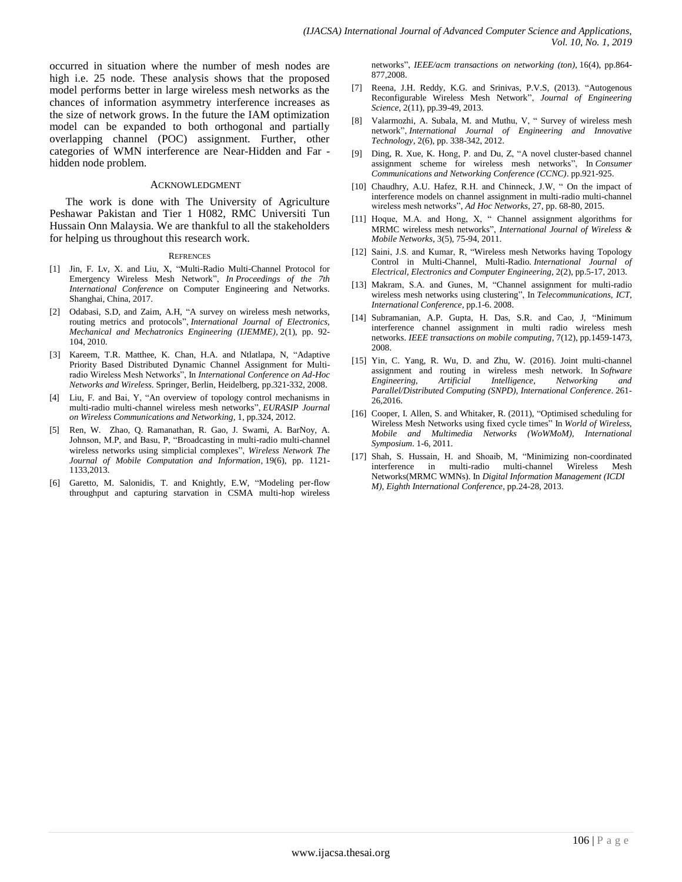occurred in situation where the number of mesh nodes are high i.e. 25 node. These analysis shows that the proposed model performs better in large wireless mesh networks as the chances of information asymmetry interference increases as the size of network grows. In the future the IAM optimization model can be expanded to both orthogonal and partially overlapping channel (POC) assignment. Further, other categories of WMN interference are Near-Hidden and Far - hidden node problem.

## Acknowledgment

The work is done with The University of Agriculture Peshawar Pakistan and Tier 1 H082, RMC Universiti Tun Hussain Onn Malaysia. We are thankful to all the stakeholders for helping us throughout this research work.

## Refrences

[1] Jin, F. Lv, X. and Liu, X, "Multi-Radio Multi-Channel Protocol for Emergency Wireless Mesh Network", *In Proceedings of the 7th International Conference* on Computer Engineering and Networks. Shanghai, China, 2017.

[2] Odabasi, S.D, and Zaim, A.H, "A survey on wireless mesh networks, routing metrics and protocols", *International Journal of Electronics, Mechanical and Mechatronics Engineering (IJEMME)*, 2(1), pp. 92-104, 2010.

[3] Kareem, T.R. Matthee, K. Chan, H.A. and Ntlatlapa, N, "Adaptive Priority Based Distributed Dynamic Channel Assignment for Multi-radio Wireless Mesh Networks", In *International Conference on Ad-Hoc Networks and Wireless*. Springer, Berlin, Heidelberg, pp.321-332, 2008.

[4] Liu, F. and Bai, Y, "An overview of topology control mechanisms in multi-radio multi-channel wireless mesh networks", *EURASIP Journal on Wireless Communications and Networking*, 1, pp.324, 2012.

[5] Ren, W. Zhao, Q. Ramanathan, R. Gao, J. Swami, A. BarNoy, A. Johnson, M.P, and Basu, P, "Broadcasting in multi-radio multi-channel wireless networks using simplicial complexes", *Wireless Network The Journal of Mobile Computation and Information*, 19(6), pp. 1121-1133,2013.

[6] Garetto, M. Salonidis, T. and Knightly, E.W, "Modeling per-flow throughput and capturing starvation in CSMA multi-hop wireless networks", *IEEE/acm transactions on networking (ton)*, 16(4), pp.864-877,2008.

[7] Reena, J.H. Reddy, K.G. and Srinivas, P.V.S, (2013). "Autogenous Reconfigurable Wireless Mesh Network", *Journal of Engineering Science*, 2(11), pp.39-49, 2013.

[8] Valarmozhi, A. Subala, M. and Muthu, V, " Survey of wireless mesh network", *International Journal of Engineering and Innovative Technology*, 2(6), pp. 338-342, 2012.

[9] Ding, R. Xue, K. Hong, P. and Du, Z, "A novel cluster-based channel assignment scheme for wireless mesh networks", In *Consumer Communications and Networking Conference (CCNC)*. pp.921-925.

[10] Chaudhry, A.U. Hafez, R.H. and Chinneck, J.W, " On the impact of interference models on channel assignment in multi-radio multi-channel wireless mesh networks", *Ad Hoc Networks*, 27, pp. 68-80, 2015.

[11] Hoque, M.A. and Hong, X, " Channel assignment algorithms for MRMC wireless mesh networks", *International Journal of Wireless & Mobile Networks*, 3(5), 75-94, 2011.

[12] Saini, J.S. and Kumar, R, "Wireless mesh Networks having Topology Control in Multi-Channel, Multi-Radio. *International Journal of Electrical, Electronics and Computer Engineering*, 2(2), pp.5-17, 2013.

[13] Makram, S.A. and Gunes, M, "Channel assignment for multi-radio wireless mesh networks using clustering", In *Telecommunications, ICT, International Conference*, pp.1-6. 2008.

[14] Subramanian, A.P. Gupta, H. Das, S.R. and Cao, J, "Minimum interference channel assignment in multi radio wireless mesh networks. *IEEE transactions on mobile computing*, 7(12), pp.1459-1473, 2008.

[15] Yin, C. Yang, R. Wu, D. and Zhu, W. (2016). Joint multi-channel assignment and routing in wireless mesh network. In *Software Engineering, Artificial Intelligence, Networking and Parallel/Distributed Computing (SNPD), International Conference*. 261-26,2016.

[16] Cooper, I. Allen, S. and Whitaker, R. (2011), "Optimised scheduling for Wireless Mesh Networks using fixed cycle times" In *World of Wireless, Mobile and Multimedia Networks (WoWMoM), International Symposium*. 1-6, 2011.

[17] Shah, S. Hussain, H. and Shoaib, M, "Minimizing non-coordinated interference in multi-radio multi-channel Wireless Mesh Networks(MRMC WMNs). In *Digital Information Management (ICDI M), Eighth International Conference*, pp.24-28, 2013.